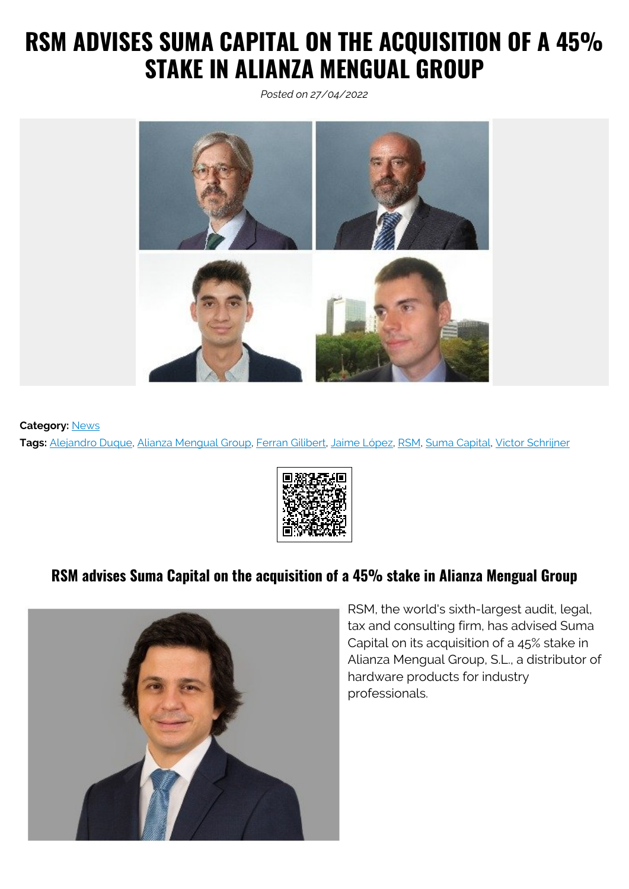# RSM ADVISES SUMA CAPITAL ON THE ACQUISITION OF A 45% STAKE IN ALIANZA MENGUAL GROUP

*Posted on 27/04/2022*

**Category:** News

**Tags:** Alejandro Duque, Alianza Mengual Group, Ferran Gilibert, Jaime López, RSM, Suma Capital, Victor Schrijner

## RSM advises Suma Capital on the acquisition of a 45% stake in Alianza Mengual Group

RSM, the world's sixth-largest audit, legal, tax and consulting firm, has advised Suma Capital on its acquisition of a 45% stake in Alianza Mengual Group, S.L., a distributor of hardware products for industry professionals.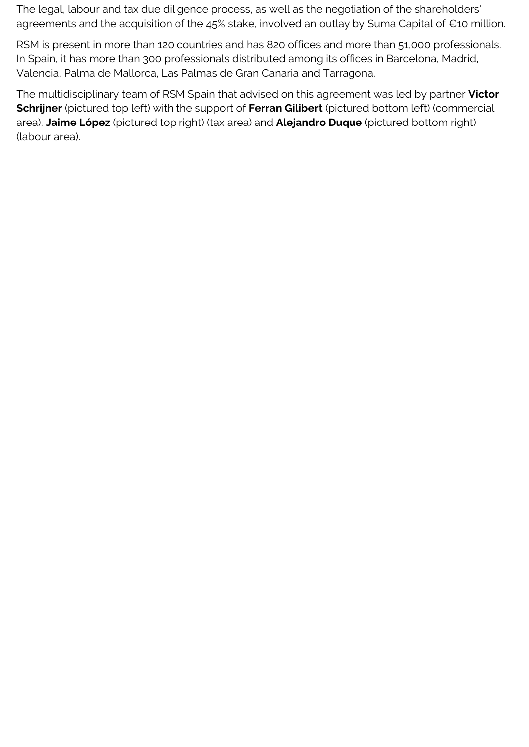The legal, labour and tax due diligence process, as well as the negotiation of the shareholders' agreements and the acquisition of the 45% stake, involved an outlay by Suma Capital of €10 million.

RSM is present in more than 120 countries and has 820 offices and more than 51,000 professionals. In Spain, it has more than 300 professionals distributed among its offices in Barcelona, Madrid, Valencia, Palma de Mallorca, Las Palmas de Gran Canaria and Tarragona.

The multidisciplinary team of RSM Spain that advised on this agreement was led by partner **Victor Schrijner** (pictured top left) with the support of **Ferran Gilibert** (pictured bottom left) (commercial area), **Jaime López** (pictured top right) (tax area) and **Alejandro Duque** (pictured bottom right) (labour area).